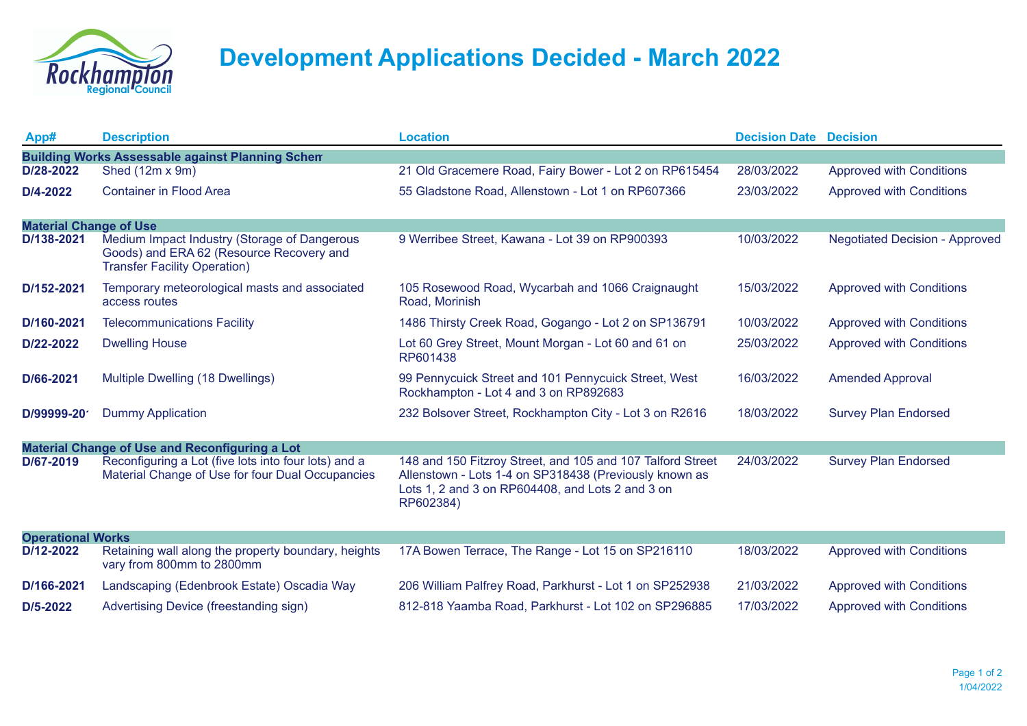# Development Applications Decided - March 2022

| App# | Description | Location | Decision Date | Decision |
|---|---|---|---|---|
| **Building Works Assessable against Planning Schem** | | | | |
| D/28-2022 | Shed (12m x 9m) | 21 Old Gracemere Road, Fairy Bower - Lot 2 on RP615454 | 28/03/2022 | Approved with Conditions |
| D/4-2022 | Container in Flood Area | 55 Gladstone Road, Allenstown - Lot 1 on RP607366 | 23/03/2022 | Approved with Conditions |
| **Material Change of Use** | | | | |
| D/138-2021 | Medium Impact Industry (Storage of Dangerous Goods) and ERA 62 (Resource Recovery and Transfer Facility Operation) | 9 Werribee Street, Kawana - Lot 39 on RP900393 | 10/03/2022 | Negotiated Decision - Approved |
| D/152-2021 | Temporary meteorological masts and associated access routes | 105 Rosewood Road, Wycarbah and 1066 Craignaught Road, Morinish | 15/03/2022 | Approved with Conditions |
| D/160-2021 | Telecommunications Facility | 1486 Thirsty Creek Road, Gogango - Lot 2 on SP136791 | 10/03/2022 | Approved with Conditions |
| D/22-2022 | Dwelling House | Lot 60 Grey Street, Mount Morgan - Lot 60 and 61 on RP601438 | 25/03/2022 | Approved with Conditions |
| D/66-2021 | Multiple Dwelling (18 Dwellings) | 99 Pennycuick Street and 101 Pennycuick Street, West Rockhampton - Lot 4 and 3 on RP892683 | 16/03/2022 | Amended Approval |
| D/99999-20' | Dummy Application | 232 Bolsover Street, Rockhampton City - Lot 3 on R2616 | 18/03/2022 | Survey Plan Endorsed |
| **Material Change of Use and Reconfiguring a Lot** | | | | |
| D/67-2019 | Reconfiguring a Lot (five lots into four lots) and a Material Change of Use for four Dual Occupancies | 148 and 150 Fitzroy Street, and 105 and 107 Talford Street Allenstown - Lots 1-4 on SP318438 (Previously known as Lots 1, 2 and 3 on RP604408, and Lots 2 and 3 on RP602384) | 24/03/2022 | Survey Plan Endorsed |
| **Operational Works** | | | | |
| D/12-2022 | Retaining wall along the property boundary, heights vary from 800mm to 2800mm | 17A Bowen Terrace, The Range - Lot 15 on SP216110 | 18/03/2022 | Approved with Conditions |
| D/166-2021 | Landscaping (Edenbrook Estate) Oscadia Way | 206 William Palfrey Road, Parkhurst - Lot 1 on SP252938 | 21/03/2022 | Approved with Conditions |
| D/5-2022 | Advertising Device (freestanding sign) | 812-818 Yaamba Road, Parkhurst - Lot 102 on SP296885 | 17/03/2022 | Approved with Conditions |

1/04/2022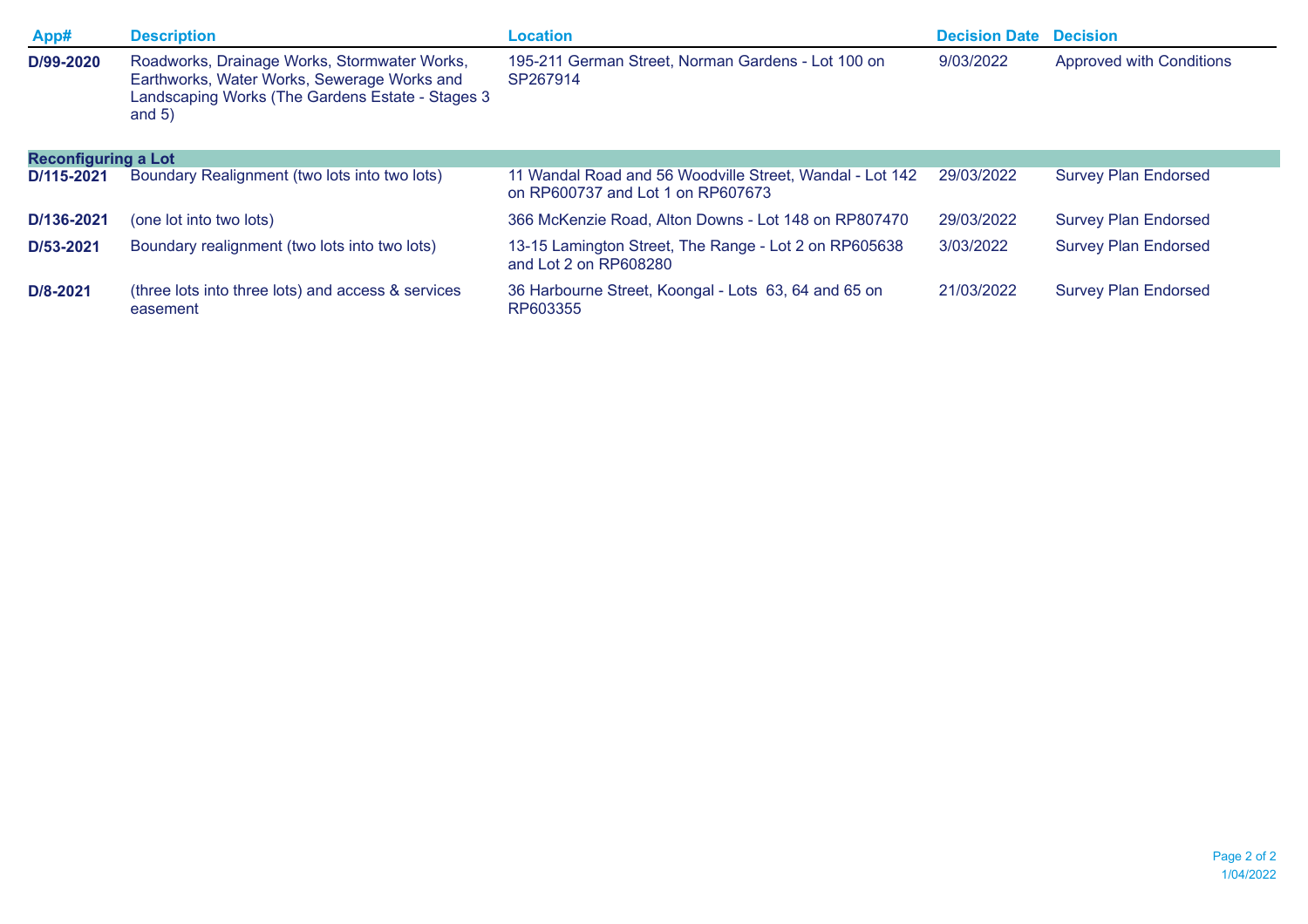| App# | Description | Location | Decision Date | Decision |
|---|---|---|---|---|
| D/99-2020 | Roadworks, Drainage Works, Stormwater Works, Earthworks, Water Works, Sewerage Works and Landscaping Works (The Gardens Estate - Stages 3 and 5) | 195-211 German Street, Norman Gardens - Lot 100 on SP267914 | 9/03/2022 | Approved with Conditions |
| **Reconfiguring a Lot** | | | | |
| D/115-2021 | Boundary Realignment (two lots into two lots) | 11 Wandal Road and 56 Woodville Street, Wandal - Lot 142 on RP600737 and Lot 1 on RP607673 | 29/03/2022 | Survey Plan Endorsed |
| D/136-2021 | (one lot into two lots) | 366 McKenzie Road, Alton Downs - Lot 148 on RP807470 | 29/03/2022 | Survey Plan Endorsed |
| D/53-2021 | Boundary realignment (two lots into two lots) | 13-15 Lamington Street, The Range - Lot 2 on RP605638 and Lot 2 on RP608280 | 3/03/2022 | Survey Plan Endorsed |
| D/8-2021 | (three lots into three lots) and access & services easement | 36 Harbourne Street, Koongal - Lots 63, 64 and 65 on RP603355 | 21/03/2022 | Survey Plan Endorsed |

1/04/2022